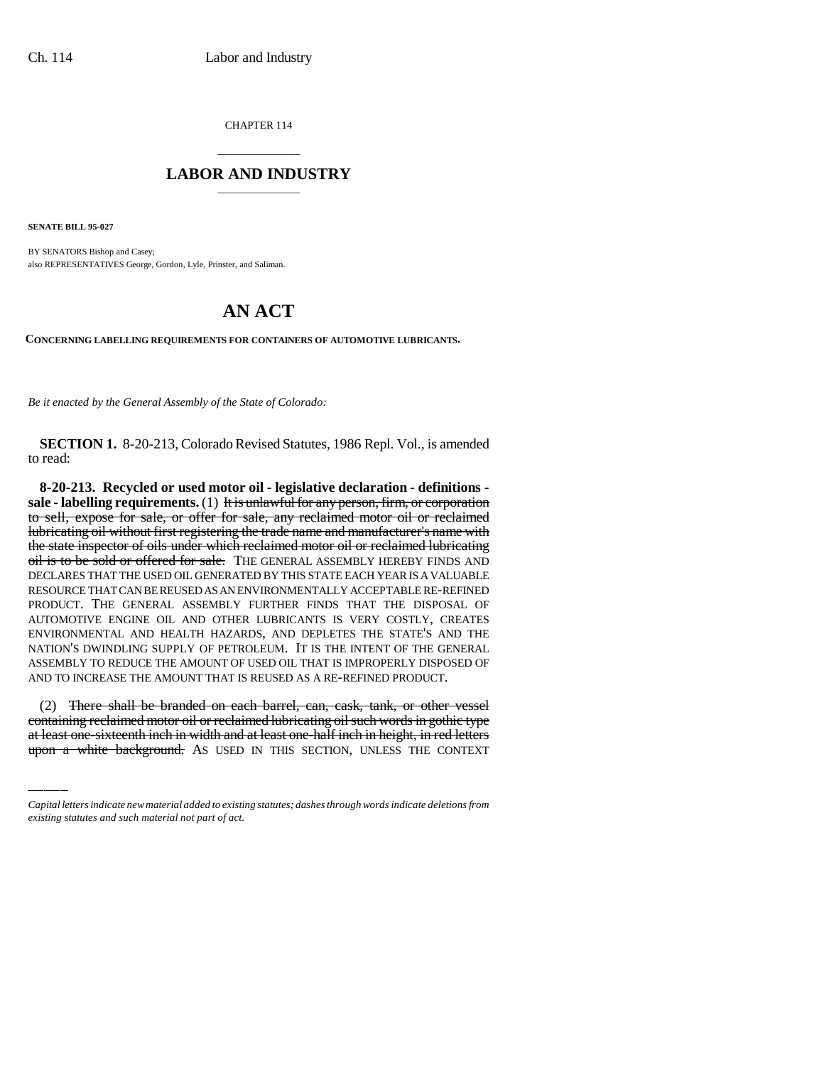CHAPTER 114

# LABOR AND INDUSTRY

**SENATE BILL 95-027**

BY SENATORS Bishop and Casey;
also REPRESENTATIVES George, Gordon, Lyle, Prinster, and Saliman.

# AN ACT

**CONCERNING LABELLING REQUIREMENTS FOR CONTAINERS OF AUTOMOTIVE LUBRICANTS.**

*Be it enacted by the General Assembly of the State of Colorado:*

**SECTION 1.** 8-20-213, Colorado Revised Statutes, 1986 Repl. Vol., is amended to read:

**8-20-213. Recycled or used motor oil - legislative declaration - definitions - sale - labelling requirements.** (1) ~~It is unlawful for any person, firm, or corporation to sell, expose for sale, or offer for sale, any reclaimed motor oil or reclaimed lubricating oil without first registering the trade name and manufacturer's name with the state inspector of oils under which reclaimed motor oil or reclaimed lubricating oil is to be sold or offered for sale.~~ THE GENERAL ASSEMBLY HEREBY FINDS AND DECLARES THAT THE USED OIL GENERATED BY THIS STATE EACH YEAR IS A VALUABLE RESOURCE THAT CAN BE REUSED AS AN ENVIRONMENTALLY ACCEPTABLE RE-REFINED PRODUCT. THE GENERAL ASSEMBLY FURTHER FINDS THAT THE DISPOSAL OF AUTOMOTIVE ENGINE OIL AND OTHER LUBRICANTS IS VERY COSTLY, CREATES ENVIRONMENTAL AND HEALTH HAZARDS, AND DEPLETES THE STATE'S AND THE NATION'S DWINDLING SUPPLY OF PETROLEUM. IT IS THE INTENT OF THE GENERAL ASSEMBLY TO REDUCE THE AMOUNT OF USED OIL THAT IS IMPROPERLY DISPOSED OF AND TO INCREASE THE AMOUNT THAT IS REUSED AS A RE-REFINED PRODUCT.

(2) ~~There shall be branded on each barrel, can, cask, tank, or other vessel containing reclaimed motor oil or reclaimed lubricating oil such words in gothic type at least one-sixteenth inch in width and at least one-half inch in height, in red letters upon a white background.~~ AS USED IN THIS SECTION, UNLESS THE CONTEXT

*Capital letters indicate new material added to existing statutes; dashes through words indicate deletions from existing statutes and such material not part of act.*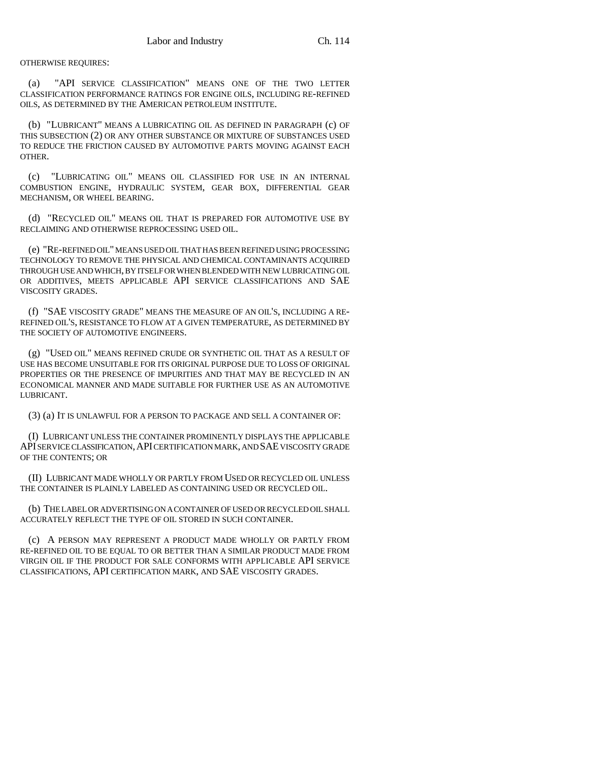OTHERWISE REQUIRES:

(a) "API SERVICE CLASSIFICATION" MEANS ONE OF THE TWO LETTER CLASSIFICATION PERFORMANCE RATINGS FOR ENGINE OILS, INCLUDING RE-REFINED OILS, AS DETERMINED BY THE AMERICAN PETROLEUM INSTITUTE.

(b) "LUBRICANT" MEANS A LUBRICATING OIL AS DEFINED IN PARAGRAPH (c) OF THIS SUBSECTION (2) OR ANY OTHER SUBSTANCE OR MIXTURE OF SUBSTANCES USED TO REDUCE THE FRICTION CAUSED BY AUTOMOTIVE PARTS MOVING AGAINST EACH OTHER.

(c) "LUBRICATING OIL" MEANS OIL CLASSIFIED FOR USE IN AN INTERNAL COMBUSTION ENGINE, HYDRAULIC SYSTEM, GEAR BOX, DIFFERENTIAL GEAR MECHANISM, OR WHEEL BEARING.

(d) "RECYCLED OIL" MEANS OIL THAT IS PREPARED FOR AUTOMOTIVE USE BY RECLAIMING AND OTHERWISE REPROCESSING USED OIL.

(e) "RE-REFINED OIL" MEANS USED OIL THAT HAS BEEN REFINED USING PROCESSING TECHNOLOGY TO REMOVE THE PHYSICAL AND CHEMICAL CONTAMINANTS ACQUIRED THROUGH USE AND WHICH, BY ITSELF OR WHEN BLENDED WITH NEW LUBRICATING OIL OR ADDITIVES, MEETS APPLICABLE API SERVICE CLASSIFICATIONS AND SAE VISCOSITY GRADES.

(f) "SAE VISCOSITY GRADE" MEANS THE MEASURE OF AN OIL'S, INCLUDING A RE-REFINED OIL'S, RESISTANCE TO FLOW AT A GIVEN TEMPERATURE, AS DETERMINED BY THE SOCIETY OF AUTOMOTIVE ENGINEERS.

(g) "USED OIL" MEANS REFINED CRUDE OR SYNTHETIC OIL THAT AS A RESULT OF USE HAS BECOME UNSUITABLE FOR ITS ORIGINAL PURPOSE DUE TO LOSS OF ORIGINAL PROPERTIES OR THE PRESENCE OF IMPURITIES AND THAT MAY BE RECYCLED IN AN ECONOMICAL MANNER AND MADE SUITABLE FOR FURTHER USE AS AN AUTOMOTIVE LUBRICANT.

(3) (a) IT IS UNLAWFUL FOR A PERSON TO PACKAGE AND SELL A CONTAINER OF:

(I) LUBRICANT UNLESS THE CONTAINER PROMINENTLY DISPLAYS THE APPLICABLE API SERVICE CLASSIFICATION, API CERTIFICATION MARK, AND SAE VISCOSITY GRADE OF THE CONTENTS; OR

(II) LUBRICANT MADE WHOLLY OR PARTLY FROM USED OR RECYCLED OIL UNLESS THE CONTAINER IS PLAINLY LABELED AS CONTAINING USED OR RECYCLED OIL.

(b) THE LABEL OR ADVERTISING ON A CONTAINER OF USED OR RECYCLED OIL SHALL ACCURATELY REFLECT THE TYPE OF OIL STORED IN SUCH CONTAINER.

(c) A PERSON MAY REPRESENT A PRODUCT MADE WHOLLY OR PARTLY FROM RE-REFINED OIL TO BE EQUAL TO OR BETTER THAN A SIMILAR PRODUCT MADE FROM VIRGIN OIL IF THE PRODUCT FOR SALE CONFORMS WITH APPLICABLE API SERVICE CLASSIFICATIONS, API CERTIFICATION MARK, AND SAE VISCOSITY GRADES.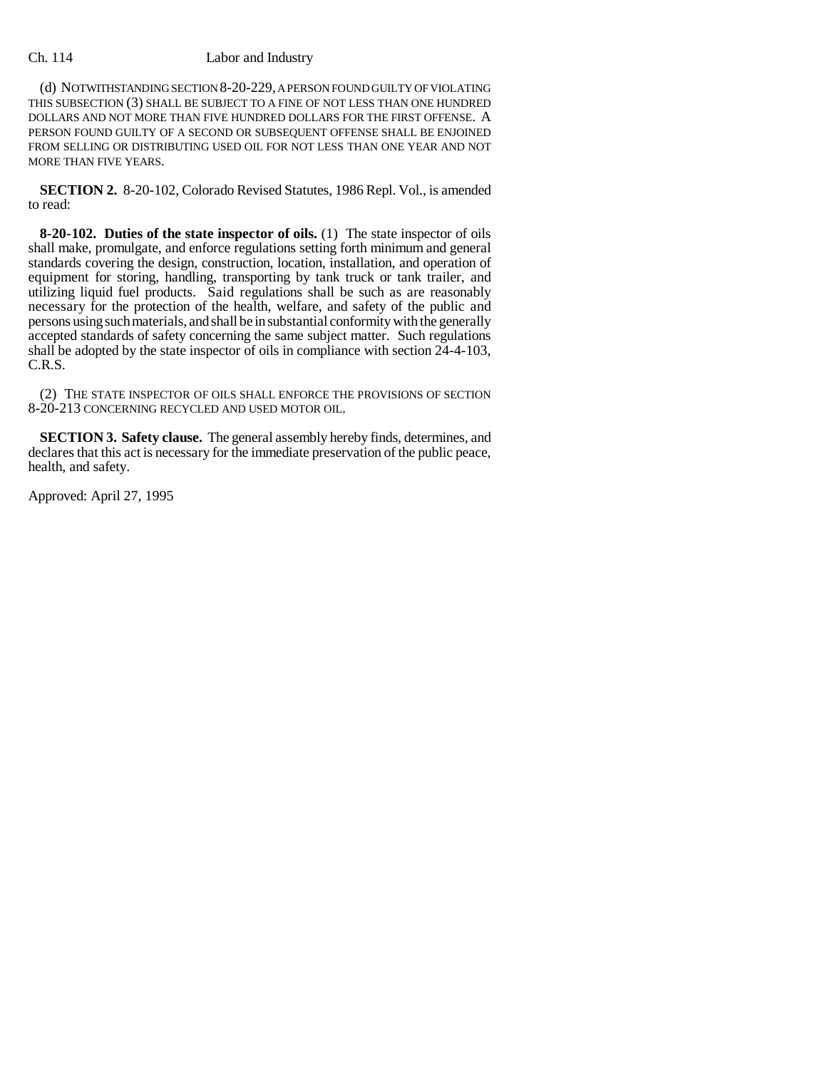(d) NOTWITHSTANDING SECTION 8-20-229, A PERSON FOUND GUILTY OF VIOLATING THIS SUBSECTION (3) SHALL BE SUBJECT TO A FINE OF NOT LESS THAN ONE HUNDRED DOLLARS AND NOT MORE THAN FIVE HUNDRED DOLLARS FOR THE FIRST OFFENSE. A PERSON FOUND GUILTY OF A SECOND OR SUBSEQUENT OFFENSE SHALL BE ENJOINED FROM SELLING OR DISTRIBUTING USED OIL FOR NOT LESS THAN ONE YEAR AND NOT MORE THAN FIVE YEARS.

**SECTION 2.** 8-20-102, Colorado Revised Statutes, 1986 Repl. Vol., is amended to read:

**8-20-102. Duties of the state inspector of oils.** (1) The state inspector of oils shall make, promulgate, and enforce regulations setting forth minimum and general standards covering the design, construction, location, installation, and operation of equipment for storing, handling, transporting by tank truck or tank trailer, and utilizing liquid fuel products. Said regulations shall be such as are reasonably necessary for the protection of the health, welfare, and safety of the public and persons using such materials, and shall be in substantial conformity with the generally accepted standards of safety concerning the same subject matter. Such regulations shall be adopted by the state inspector of oils in compliance with section 24-4-103, C.R.S.

(2) THE STATE INSPECTOR OF OILS SHALL ENFORCE THE PROVISIONS OF SECTION 8-20-213 CONCERNING RECYCLED AND USED MOTOR OIL.

**SECTION 3. Safety clause.** The general assembly hereby finds, determines, and declares that this act is necessary for the immediate preservation of the public peace, health, and safety.

Approved: April 27, 1995